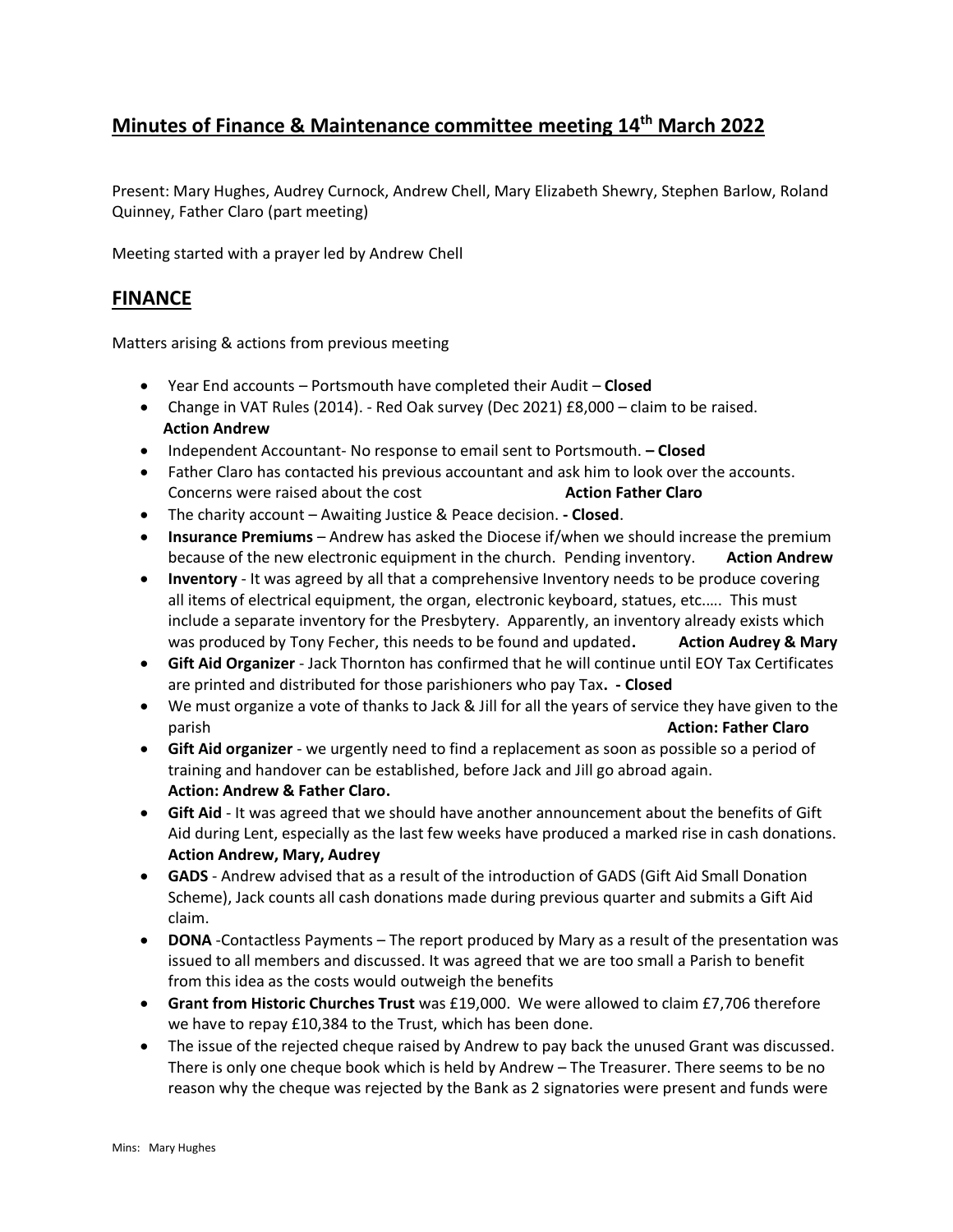# Minutes of Finance & Maintenance committee meeting 14th March 2022

Present: Mary Hughes, Audrey Curnock, Andrew Chell, Mary Elizabeth Shewry, Stephen Barlow, Roland Quinney, Father Claro (part meeting)

Meeting started with a prayer led by Andrew Chell

## FINANCE

Matters arising & actions from previous meeting

- Year End accounts – Portsmouth have completed their Audit – **Closed**
- Change in VAT Rules (2014). - Red Oak survey (Dec 2021) £8,000 – claim to be raised. **Action Andrew**
- Independent Accountant- No response to email sent to Portsmouth. **– Closed**
- Father Claro has contacted his previous accountant and ask him to look over the accounts. Concerns were raised about the cost **Action Father Claro**
- The charity account – Awaiting Justice & Peace decision. **- Closed**.
- **Insurance Premiums** – Andrew has asked the Diocese if/when we should increase the premium because of the new electronic equipment in the church. Pending inventory. **Action Andrew**
- **Inventory** - It was agreed by all that a comprehensive Inventory needs to be produce covering all items of electrical equipment, the organ, electronic keyboard, statues, etc..... This must include a separate inventory for the Presbytery. Apparently, an inventory already exists which was produced by Tony Fecher, this needs to be found and updated**.** **Action Audrey & Mary**
- **Gift Aid Organizer** - Jack Thornton has confirmed that he will continue until EOY Tax Certificates are printed and distributed for those parishioners who pay Tax**. - Closed**
- We must organize a vote of thanks to Jack & Jill for all the years of service they have given to the parish **Action: Father Claro**
- **Gift Aid organizer** - we urgently need to find a replacement as soon as possible so a period of training and handover can be established, before Jack and Jill go abroad again. **Action: Andrew & Father Claro.**
- **Gift Aid** - It was agreed that we should have another announcement about the benefits of Gift Aid during Lent, especially as the last few weeks have produced a marked rise in cash donations. **Action Andrew, Mary, Audrey**
- **GADS** - Andrew advised that as a result of the introduction of GADS (Gift Aid Small Donation Scheme), Jack counts all cash donations made during previous quarter and submits a Gift Aid claim.
- **DONA** -Contactless Payments – The report produced by Mary as a result of the presentation was issued to all members and discussed. It was agreed that we are too small a Parish to benefit from this idea as the costs would outweigh the benefits
- **Grant from Historic Churches Trust** was £19,000. We were allowed to claim £7,706 therefore we have to repay £10,384 to the Trust, which has been done.
- The issue of the rejected cheque raised by Andrew to pay back the unused Grant was discussed. There is only one cheque book which is held by Andrew – The Treasurer. There seems to be no reason why the cheque was rejected by the Bank as 2 signatories were present and funds were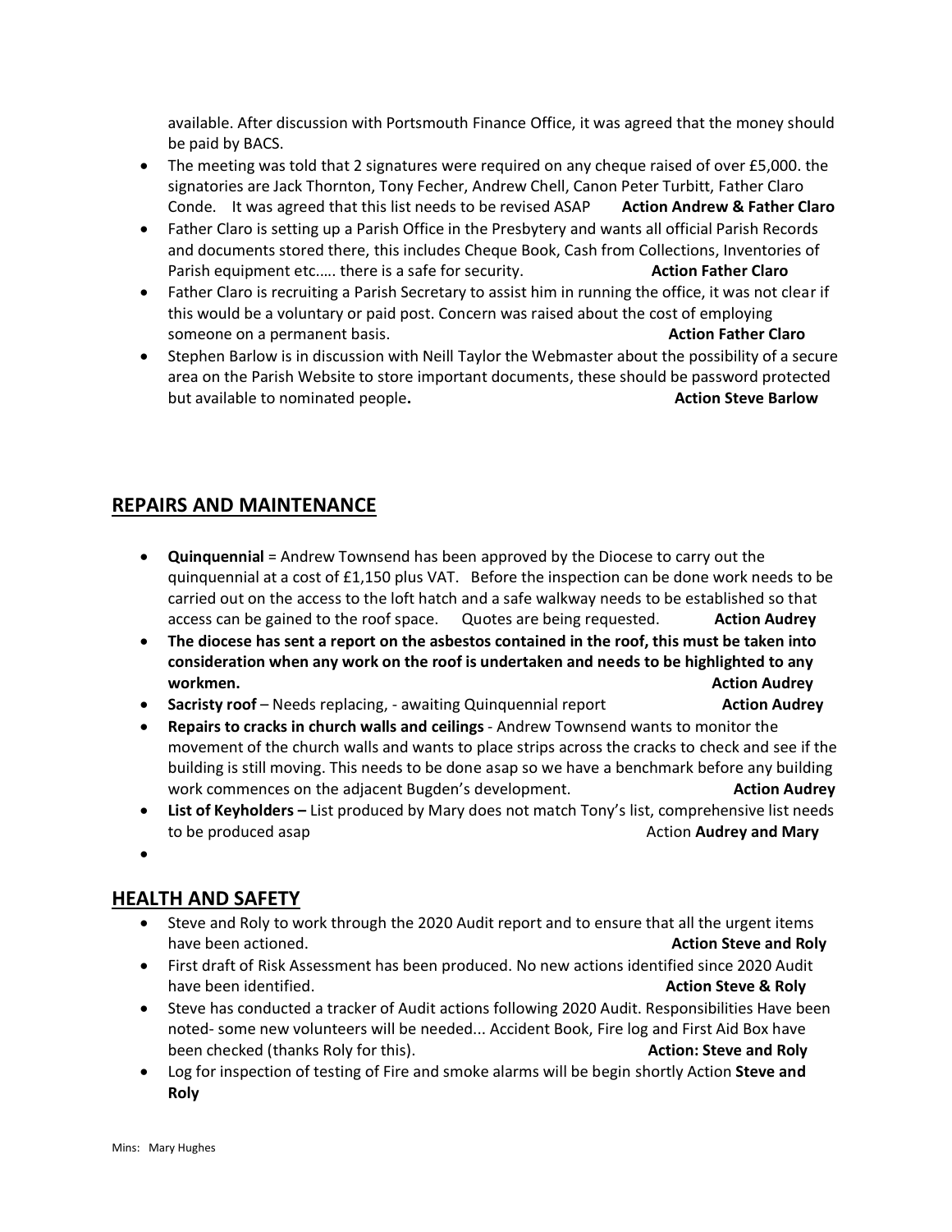available. After discussion with Portsmouth Finance Office, it was agreed that the money should be paid by BACS.

- The meeting was told that 2 signatures were required on any cheque raised of over £5,000. the signatories are Jack Thornton, Tony Fecher, Andrew Chell, Canon Peter Turbitt, Father Claro Conde. It was agreed that this list needs to be revised ASAP **Action Andrew & Father Claro**
- Father Claro is setting up a Parish Office in the Presbytery and wants all official Parish Records and documents stored there, this includes Cheque Book, Cash from Collections, Inventories of Parish equipment etc..... there is a safe for security. **Action Father Claro**
- Father Claro is recruiting a Parish Secretary to assist him in running the office, it was not clear if this would be a voluntary or paid post. Concern was raised about the cost of employing someone on a permanent basis. **Action Father Claro**
- Stephen Barlow is in discussion with Neill Taylor the Webmaster about the possibility of a secure area on the Parish Website to store important documents, these should be password protected but available to nominated people**.** **Action Steve Barlow**

## REPAIRS AND MAINTENANCE

- **Quinquennial** = Andrew Townsend has been approved by the Diocese to carry out the quinquennial at a cost of £1,150 plus VAT. Before the inspection can be done work needs to be carried out on the access to the loft hatch and a safe walkway needs to be established so that access can be gained to the roof space. Quotes are being requested. **Action Audrey**
- **The diocese has sent a report on the asbestos contained in the roof, this must be taken into consideration when any work on the roof is undertaken and needs to be highlighted to any workmen. Action Audrey**
- **Sacristy roof** – Needs replacing, - awaiting Quinquennial report **Action Audrey**
- **Repairs to cracks in church walls and ceilings** - Andrew Townsend wants to monitor the movement of the church walls and wants to place strips across the cracks to check and see if the building is still moving. This needs to be done asap so we have a benchmark before any building work commences on the adjacent Bugden's development. **Action Audrey**
- **List of Keyholders –** List produced by Mary does not match Tony's list, comprehensive list needs to be produced asap Action **Audrey and Mary**

## HEALTH AND SAFETY

- Steve and Roly to work through the 2020 Audit report and to ensure that all the urgent items have been actioned. **Action Steve and Roly**
- First draft of Risk Assessment has been produced. No new actions identified since 2020 Audit have been identified. **Action Steve & Roly**
- Steve has conducted a tracker of Audit actions following 2020 Audit. Responsibilities Have been noted- some new volunteers will be needed... Accident Book, Fire log and First Aid Box have been checked (thanks Roly for this). **Action: Steve and Roly**
- Log for inspection of testing of Fire and smoke alarms will be begin shortly Action **Steve and Roly**

Mins: Mary Hughes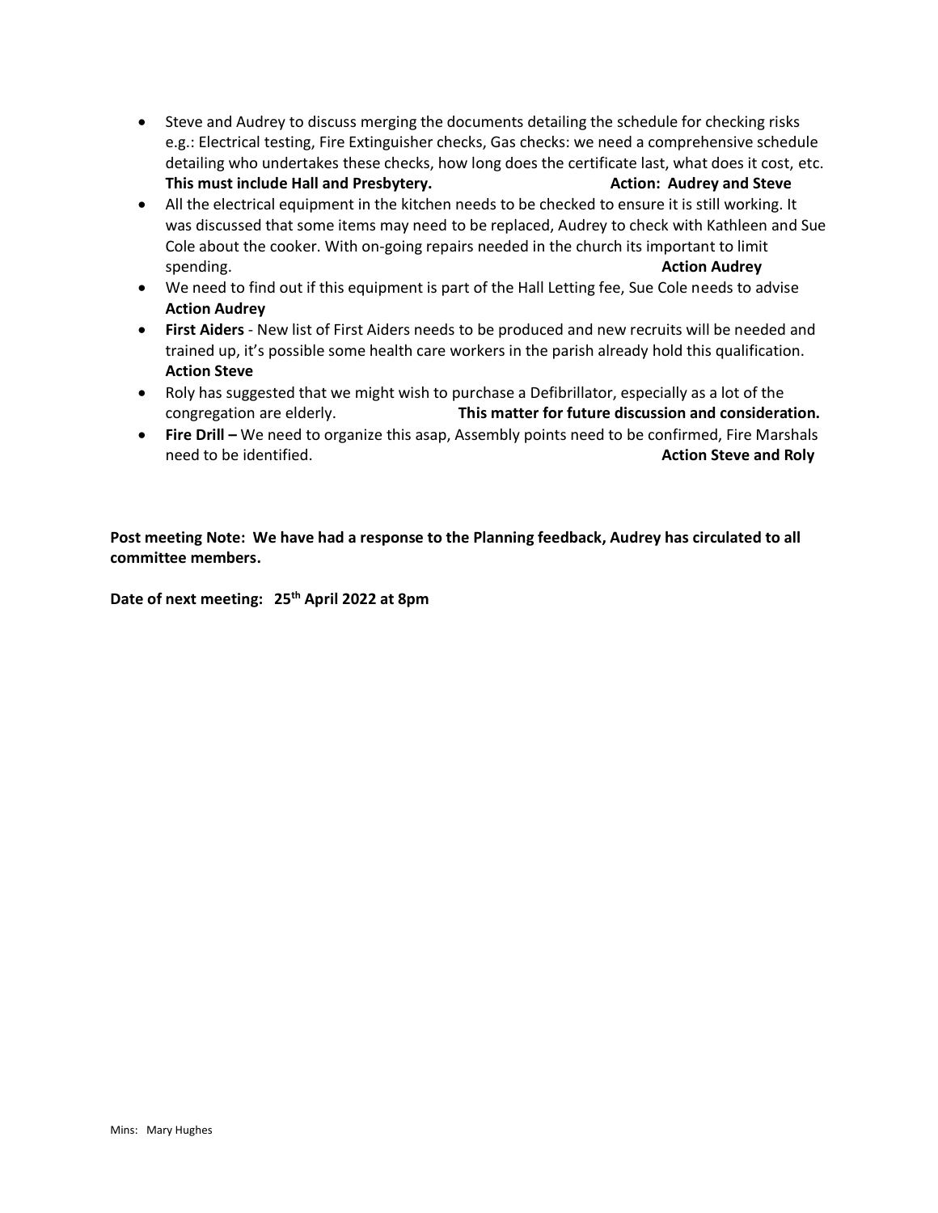- Steve and Audrey to discuss merging the documents detailing the schedule for checking risks e.g.: Electrical testing, Fire Extinguisher checks, Gas checks: we need a comprehensive schedule detailing who undertakes these checks, how long does the certificate last, what does it cost, etc. **This must include Hall and Presbytery.** **Action: Audrey and Steve**
- All the electrical equipment in the kitchen needs to be checked to ensure it is still working. It was discussed that some items may need to be replaced, Audrey to check with Kathleen and Sue Cole about the cooker. With on-going repairs needed in the church its important to limit spending. **Action Audrey**
- We need to find out if this equipment is part of the Hall Letting fee, Sue Cole needs to advise **Action Audrey**
- **First Aiders** - New list of First Aiders needs to be produced and new recruits will be needed and trained up, it's possible some health care workers in the parish already hold this qualification. **Action Steve**
- Roly has suggested that we might wish to purchase a Defibrillator, especially as a lot of the congregation are elderly. **This matter for future discussion and consideration.**
- **Fire Drill –** We need to organize this asap, Assembly points need to be confirmed, Fire Marshals need to be identified. **Action Steve and Roly**

**Post meeting Note: We have had a response to the Planning feedback, Audrey has circulated to all committee members.**

**Date of next meeting: 25th April 2022 at 8pm**

Mins: Mary Hughes